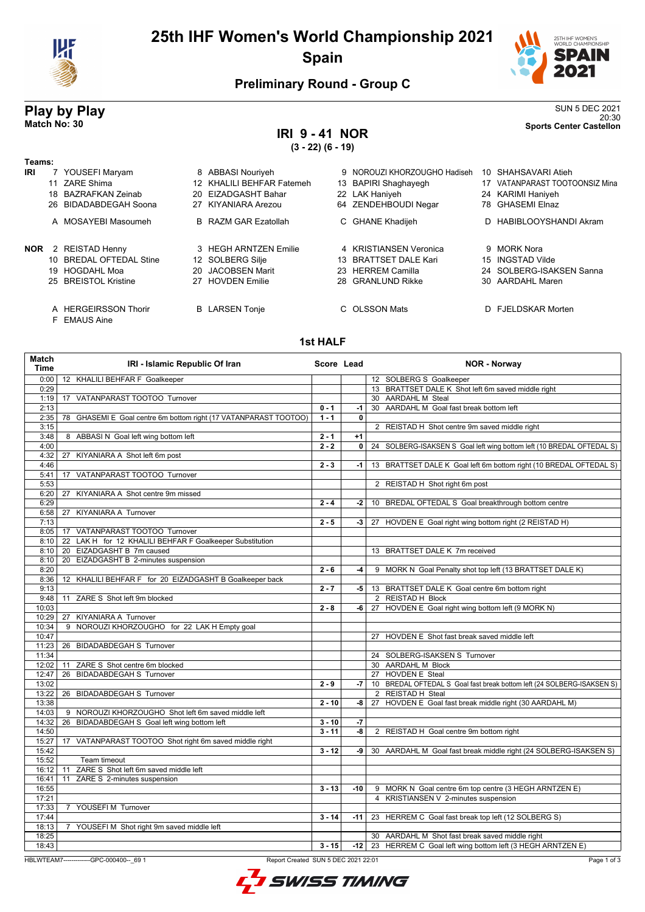# 25th IHF Women's World Championship 2021

## Spain

### Preliminary Round - Group C

## Play by Play

**Match No: 30**

SUN 5 DEC 2021
20:30
**Sports Center Castellon**

## IRI 9 - 41 NOR

**(3 - 22) (6 - 19)**

**Teams:**

**IRI**

| | | | |
|---|---|---|---|
| 7 YOUSEFI Maryam | 8 ABBASI Nouriyeh | 9 NOROUZI KHORZOUGHO Hadiseh | 10 SHAHSAVARI Atieh |
| 11 ZARE Shima | 12 KHALILI BEHFAR Fatemeh | 13 BAPIRI Shaghayegh | 17 VATANPARAST TOOTOONSIZ Mina |
| 18 BAZRAFKAN Zeinab | 20 EIZADGASHT Bahar | 22 LAK Haniyeh | 24 KARIMI Haniyeh |
| 26 BIDADABDEGAH Soona | 27 KIYANIARA Arezou | 64 ZENDEHBOUDI Negar | 78 GHASEMI Elnaz |
| A MOSAYEBI Masoumeh | B RAZM GAR Ezatollah | C GHANE Khadijeh | D HABIBLOOYSHANDI Akram |

**NOR**

| | | | |
|---|---|---|---|
| 2 REISTAD Henny | 3 HEGH ARNTZEN Emilie | 4 KRISTIANSEN Veronica | 9 MORK Nora |
| 10 BREDAL OFTEDAL Stine | 12 SOLBERG Silje | 13 BRATTSET DALE Kari | 15 INGSTAD Vilde |
| 19 HOGDAHL Moa | 20 JACOBSEN Marit | 23 HERREM Camilla | 24 SOLBERG-ISAKSEN Sanna |
| 25 BREISTOL Kristine | 27 HOVDEN Emilie | 28 GRANLUND Rikke | 30 AARDAHL Maren |
| A HERGEIRSSON Thorir | B LARSEN Tonje | C OLSSON Mats | D FJELDSKAR Morten |
| F EMAUS Aine | | | |

### 1st HALF

| Match Time | IRI - Islamic Republic Of Iran | Score | Lead | NOR - Norway |
|---|---|---|---|---|
| 0:00 | 12 KHALILI BEHFAR F Goalkeeper | | | 12 SOLBERG S Goalkeeper |
| 0:29 | | | | 13 BRATTSET DALE K Shot left 6m saved middle right |
| 1:19 | 17 VATANPARAST TOOTOO Turnover | | | 30 AARDAHL M Steal |
| 2:13 | | 0 - 1 | -1 | 30 AARDAHL M Goal fast break bottom left |
| 2:35 | 78 GHASEMI E Goal centre 6m bottom right (17 VATANPARAST TOOTOO) | 1 - 1 | 0 | |
| 3:15 | | | | 2 REISTAD H Shot centre 9m saved middle right |
| 3:48 | 8 ABBASI N Goal left wing bottom left | 2 - 1 | +1 | |
| 4:00 | | 2 - 2 | 0 | 24 SOLBERG-ISAKSEN S Goal left wing bottom left (10 BREDAL OFTEDAL S) |
| 4:32 | 27 KIYANIARA A Shot left 6m post | | | |
| 4:46 | | 2 - 3 | -1 | 13 BRATTSET DALE K Goal left 6m bottom right (10 BREDAL OFTEDAL S) |
| 5:41 | 17 VATANPARAST TOOTOO Turnover | | | |
| 5:53 | | | | 2 REISTAD H Shot right 6m post |
| 6:20 | 27 KIYANIARA A Shot centre 9m missed | | | |
| 6:29 | | 2 - 4 | -2 | 10 BREDAL OFTEDAL S Goal breakthrough bottom centre |
| 6:58 | 27 KIYANIARA A Turnover | | | |
| 7:13 | | 2 - 5 | -3 | 27 HOVDEN E Goal right wing bottom right (2 REISTAD H) |
| 8:05 | 17 VATANPARAST TOOTOO Turnover | | | |
| 8:10 | 22 LAK H for 12 KHALILI BEHFAR F Goalkeeper Substitution | | | |
| 8:10 | 20 EIZADGASHT B 7m caused | | | 13 BRATTSET DALE K 7m received |
| 8:10 | 20 EIZADGASHT B 2-minutes suspension | | | |
| 8:20 | | 2 - 6 | -4 | 9 MORK N Goal Penalty shot top left (13 BRATTSET DALE K) |
| 8:36 | 12 KHALILI BEHFAR F for 20 EIZADGASHT B Goalkeeper back | | | |
| 9:13 | | 2 - 7 | -5 | 13 BRATTSET DALE K Goal centre 6m bottom right |
| 9:48 | 11 ZARE S Shot left 9m blocked | | | 2 REISTAD H Block |
| 10:03 | | 2 - 8 | -6 | 27 HOVDEN E Goal right wing bottom left (9 MORK N) |
| 10:29 | 27 KIYANIARA A Turnover | | | |
| 10:34 | 9 NOROUZI KHORZOUGHO for 22 LAK H Empty goal | | | |
| 10:47 | | | | 27 HOVDEN E Shot fast break saved middle left |
| 11:23 | 26 BIDADABDEGAH S Turnover | | | |
| 11:34 | | | | 24 SOLBERG-ISAKSEN S Turnover |
| 12:02 | 11 ZARE S Shot centre 6m blocked | | | 30 AARDAHL M Block |
| 12:47 | 26 BIDADABDEGAH S Turnover | | | 27 HOVDEN E Steal |
| 13:02 | | 2 - 9 | -7 | 10 BREDAL OFTEDAL S Goal fast break bottom left (24 SOLBERG-ISAKSEN S) |
| 13:22 | 26 BIDADABDEGAH S Turnover | | | 2 REISTAD H Steal |
| 13:38 | | 2 - 10 | -8 | 27 HOVDEN E Goal fast break middle right (30 AARDAHL M) |
| 14:03 | 9 NOROUZI KHORZOUGHO Shot left 6m saved middle left | | | |
| 14:32 | 26 BIDADABDEGAH S Goal left wing bottom left | 3 - 10 | -7 | |
| 14:50 | | 3 - 11 | -8 | 2 REISTAD H Goal centre 9m bottom right |
| 15:27 | 17 VATANPARAST TOOTOO Shot right 6m saved middle right | | | |
| 15:42 | | 3 - 12 | -9 | 30 AARDAHL M Goal fast break middle right (24 SOLBERG-ISAKSEN S) |
| 15:52 | Team timeout | | | |
| 16:12 | 11 ZARE S Shot left 6m saved middle left | | | |
| 16:41 | 11 ZARE S 2-minutes suspension | | | |
| 16:55 | | 3 - 13 | -10 | 9 MORK N Goal centre 6m top centre (3 HEGH ARNTZEN E) |
| 17:21 | | | | 4 KRISTIANSEN V 2-minutes suspension |
| 17:33 | 7 YOUSEFI M Turnover | | | |
| 17:44 | | 3 - 14 | -11 | 23 HERREM C Goal fast break top left (12 SOLBERG S) |
| 18:13 | 7 YOUSEFI M Shot right 9m saved middle left | | | |
| 18:25 | | | | 30 AARDAHL M Shot fast break saved middle right |
| 18:43 | | 3 - 15 | -12 | 23 HERREM C Goal left wing bottom left (3 HEGH ARNTZEN E) |

HBLWTEAM7-------------GPC-000400--_69 1 Report Created SUN 5 DEC 2021 22:01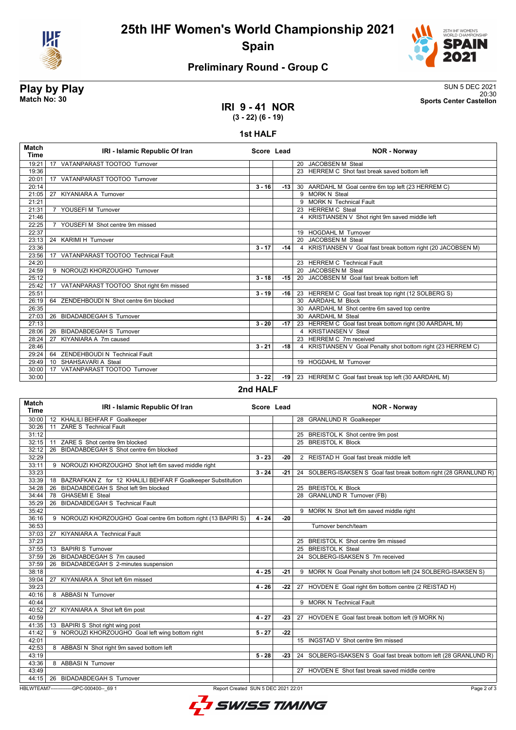# 25th IHF Women's World Championship 2021

## Spain

### Preliminary Round - Group C

**Play by Play**
**Match No: 30**

SUN 5 DEC 2021
20:30
**Sports Center Castellon**

## IRI 9 - 41 NOR
**(3 - 22) (6 - 19)**

### 1st HALF

| Match Time | IRI - Islamic Republic Of Iran | Score | Lead | NOR - Norway |
|---|---|---|---|---|
| 19:21 | 17 VATANPARAST TOOTOO Turnover | | | 20 JACOBSEN M Steal |
| 19:36 | | | | 23 HERREM C Shot fast break saved bottom left |
| 20:01 | 17 VATANPARAST TOOTOO Turnover | | | |
| 20:14 | | 3 - 16 | -13 | 30 AARDAHL M Goal centre 6m top left (23 HERREM C) |
| 21:05 | 27 KIYANIARA A Turnover | | | 9 MORK N Steal |
| 21:21 | | | | 9 MORK N Technical Fault |
| 21:31 | 7 YOUSEFI M Turnover | | | 23 HERREM C Steal |
| 21:46 | | | | 4 KRISTIANSEN V Shot right 9m saved middle left |
| 22:25 | 7 YOUSEFI M Shot centre 9m missed | | | |
| 22:37 | | | | 19 HOGDAHL M Turnover |
| 23:13 | 24 KARIMI H Turnover | | | 20 JACOBSEN M Steal |
| 23:36 | | 3 - 17 | -14 | 4 KRISTIANSEN V Goal fast break bottom right (20 JACOBSEN M) |
| 23:56 | 17 VATANPARAST TOOTOO Technical Fault | | | |
| 24:20 | | | | 23 HERREM C Technical Fault |
| 24:59 | 9 NOROUZI KHOZOUGHO Turnover | | | 20 JACOBSEN M Steal |
| 25:12 | | 3 - 18 | -15 | 20 JACOBSEN M Goal fast break bottom left |
| 25:42 | 17 VATANPARAST TOOTOO Shot right 6m missed | | | |
| 25:51 | | 3 - 19 | -16 | 23 HERREM C Goal fast break top right (12 SOLBERG S) |
| 26:19 | 64 ZENDEHBOUDI N Shot centre 6m blocked | | | 30 AARDAHL M Block |
| 26:35 | | | | 30 AARDAHL M Shot centre 6m saved top centre |
| 27:03 | 26 BIDADABDEGAH S Turnover | | | 30 AARDAHL M Steal |
| 27:13 | | 3 - 20 | -17 | 23 HERREM C Goal fast break bottom right (30 AARDAHL M) |
| 28:06 | 26 BIDADABDEGAH S Turnover | | | 4 KRISTIANSEN V Steal |
| 28:24 | 27 KIYANIARA A 7m caused | | | 23 HERREM C 7m received |
| 28:46 | | 3 - 21 | -18 | 4 KRISTIANSEN V Goal Penalty shot bottom right (23 HERREM C) |
| 29:24 | 64 ZENDEHBOUDI N Technical Fault | | | |
| 29:49 | 10 SHAHSAVARI A Steal | | | 19 HOGDAHL M Turnover |
| 30:00 | 17 VATANPARAST TOOTOO Turnover | | | |
| 30:00 | | 3 - 22 | -19 | 23 HERREM C Goal fast break top left (30 AARDAHL M) |

### 2nd HALF

| Match Time | IRI - Islamic Republic Of Iran | Score | Lead | NOR - Norway |
|---|---|---|---|---|
| 30:00 | 12 KHALILI BEHFAR F Goalkeeper | | | 28 GRANLUND R Goalkeeper |
| 30:26 | 11 ZARE S Technical Fault | | | |
| 31:12 | | | | 25 BREISTOL K Shot centre 9m post |
| 32:15 | 11 ZARE S Shot centre 9m blocked | | | 25 BREISTOL K Block |
| 32:12 | 26 BIDADABDEGAH S Shot centre 6m blocked | | | |
| 32:29 | | 3 - 23 | -20 | 2 REISTAD H Goal fast break middle left |
| 33:11 | 9 NOROUZI KHOZOUGHO Shot left 6m saved middle right | | | |
| 33:23 | | 3 - 24 | -21 | 24 SOLBERG-ISAKSEN S Goal fast break bottom right (28 GRANLUND R) |
| 33:39 | 18 BAZRAFKAN Z for 12 KHALILI BEHFAR F Goalkeeper Substitution | | | |
| 34:28 | 26 BIDADABDEGAH S Shot left 9m blocked | | | 25 BREISTOL K Block |
| 34:44 | 78 GHASEMI E Steal | | | 28 GRANLUND R Turnover (FB) |
| 35:29 | 26 BIDADABDEGAH S Technical Fault | | | |
| 35:42 | | | | 9 MORK N Shot left 6m saved middle right |
| 36:16 | 9 NOROUZI KHOZOUGHO Goal centre 6m bottom right (13 BAPIRI S) | 4 - 24 | -20 | |
| 36:53 | | | | Turnover bench/team |
| 37:03 | 27 KIYANIARA A Technical Fault | | | |
| 37:23 | | | | 25 BREISTOL K Shot centre 9m missed |
| 37:55 | 13 BAPIRI S Turnover | | | 25 BREISTOL K Steal |
| 37:59 | 26 BIDADABDEGAH S 7m caused | | | 24 SOLBERG-ISAKSEN S 7m received |
| 37:59 | 26 BIDADABDEGAH S 2-minutes suspension | | | |
| 38:18 | | 4 - 25 | -21 | 9 MORK N Goal Penalty shot bottom left (24 SOLBERG-ISAKSEN S) |
| 39:04 | 27 KIYANIARA A Shot left 6m missed | | | |
| 39:23 | | 4 - 26 | -22 | 27 HOVDEN E Goal right 6m bottom centre (2 REISTAD H) |
| 40:16 | 8 ABBASI N Turnover | | | |
| 40:44 | | | | 9 MORK N Technical Fault |
| 40:52 | 27 KIYANIARA A Shot left 6m post | | | |
| 40:59 | | 4 - 27 | -23 | 27 HOVDEN E Goal fast break bottom left (9 MORK N) |
| 41:35 | 13 BAPIRI S Shot right wing post | | | |
| 41:42 | 9 NOROUZI KHOZOUGHO Goal left wing bottom right | 5 - 27 | -22 | |
| 42:01 | | | | 15 INGSTAD V Shot centre 9m missed |
| 42:53 | 8 ABBASI N Shot right 9m saved bottom left | | | |
| 43:19 | | 5 - 28 | -23 | 24 SOLBERG-ISAKSEN S Goal fast break bottom left (28 GRANLUND R) |
| 43:36 | 8 ABBASI N Turnover | | | |
| 43:49 | | | | 27 HOVDEN E Shot fast break saved middle centre |
| 44:15 | 26 BIDADABDEGAH S Turnover | | | |

HBLWTEAM7-------------GPC-000400--_69 1 Report Created SUN 5 DEC 2021 22:01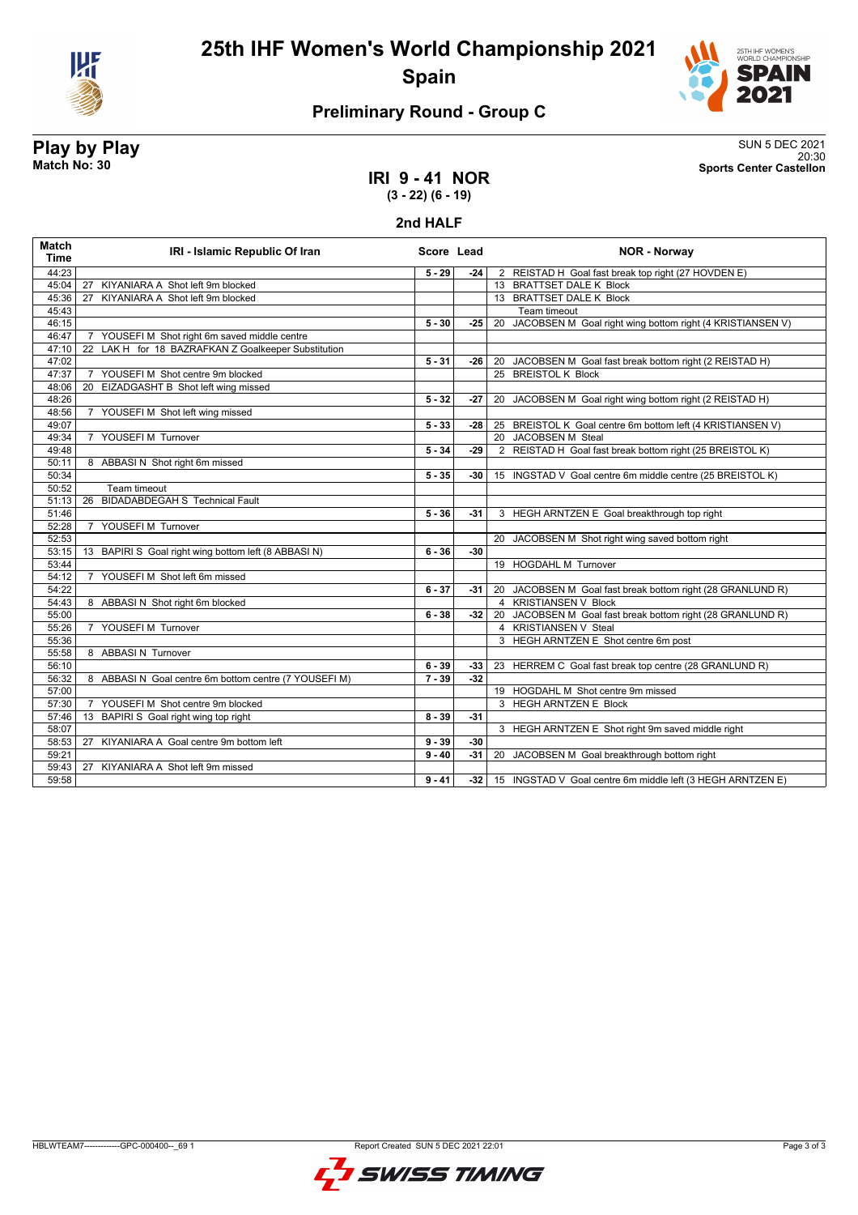# 25th IHF Women's World Championship 2021

## Spain

### Preliminary Round - Group C

**Play by Play**
**Match No: 30**

SUN 5 DEC 2021
20:30
**Sports Center Castellon**

## IRI 9 - 41 NOR

**(3 - 22) (6 - 19)**

### 2nd HALF

| Match Time | IRI - Islamic Republic Of Iran | Score | Lead | NOR - Norway |
|---|---|---|---|---|
| 44:23 | | 5 - 29 | -24 | 2 REISTAD H Goal fast break top right (27 HOVDEN E) |
| 45:04 | 27 KIYANIARA A Shot left 9m blocked | | | 13 BRATTSET DALE K Block |
| 45:36 | 27 KIYANIARA A Shot left 9m blocked | | | 13 BRATTSET DALE K Block |
| 45:43 | | | | Team timeout |
| 46:15 | | 5 - 30 | -25 | 20 JACOBSEN M Goal right wing bottom right (4 KRISTIANSEN V) |
| 46:47 | 7 YOUSEFI M Shot right 6m saved middle centre | | | |
| 47:10 | 22 LAK H for 18 BAZRAFKAN Z Goalkeeper Substitution | | | |
| 47:02 | | 5 - 31 | -26 | 20 JACOBSEN M Goal fast break bottom right (2 REISTAD H) |
| 47:37 | 7 YOUSEFI M Shot centre 9m blocked | | | 25 BREISTOL K Block |
| 48:06 | 20 EIZADGASHT B Shot left wing missed | | | |
| 48:26 | | 5 - 32 | -27 | 20 JACOBSEN M Goal right wing bottom right (2 REISTAD H) |
| 48:56 | 7 YOUSEFI M Shot left wing missed | | | |
| 49:07 | | 5 - 33 | -28 | 25 BREISTOL K Goal centre 6m bottom left (4 KRISTIANSEN V) |
| 49:34 | 7 YOUSEFI M Turnover | | | 20 JACOBSEN M Steal |
| 49:48 | | 5 - 34 | -29 | 2 REISTAD H Goal fast break bottom right (25 BREISTOL K) |
| 50:11 | 8 ABBASI N Shot right 6m missed | | | |
| 50:34 | | 5 - 35 | -30 | 15 INGSTAD V Goal centre 6m middle centre (25 BREISTOL K) |
| 50:52 | Team timeout | | | |
| 51:13 | 26 BIDADABDEGAH S Technical Fault | | | |
| 51:46 | | 5 - 36 | -31 | 3 HEGH ARNTZEN E Goal breakthrough top right |
| 52:28 | 7 YOUSEFI M Turnover | | | |
| 52:53 | | | | 20 JACOBSEN M Shot right wing saved bottom right |
| 53:15 | 13 BAPIRI S Goal right wing bottom left (8 ABBASI N) | 6 - 36 | -30 | |
| 53:44 | | | | 19 HOGDAHL M Turnover |
| 54:12 | 7 YOUSEFI M Shot left 6m missed | | | |
| 54:22 | | 6 - 37 | -31 | 20 JACOBSEN M Goal fast break bottom right (28 GRANLUND R) |
| 54:43 | 8 ABBASI N Shot right 6m blocked | | | 4 KRISTIANSEN V Block |
| 55:00 | | 6 - 38 | -32 | 20 JACOBSEN M Goal fast break bottom right (28 GRANLUND R) |
| 55:26 | 7 YOUSEFI M Turnover | | | 4 KRISTIANSEN V Steal |
| 55:36 | | | | 3 HEGH ARNTZEN E Shot centre 6m post |
| 55:58 | 8 ABBASI N Turnover | | | |
| 56:10 | | 6 - 39 | -33 | 23 HERREM C Goal fast break top centre (28 GRANLUND R) |
| 56:32 | 8 ABBASI N Goal centre 6m bottom centre (7 YOUSEFI M) | 7 - 39 | -32 | |
| 57:00 | | | | 19 HOGDAHL M Shot centre 9m missed |
| 57:30 | 7 YOUSEFI M Shot centre 9m blocked | | | 3 HEGH ARNTZEN E Block |
| 57:46 | 13 BAPIRI S Goal right wing top right | 8 - 39 | -31 | |
| 58:07 | | | | 3 HEGH ARNTZEN E Shot right 9m saved middle right |
| 58:53 | 27 KIYANIARA A Goal centre 9m bottom left | 9 - 39 | -30 | |
| 59:21 | | 9 - 40 | -31 | 20 JACOBSEN M Goal breakthrough bottom right |
| 59:43 | 27 KIYANIARA A Shot left 9m missed | | | |
| 59:58 | | 9 - 41 | -32 | 15 INGSTAD V Goal centre 6m middle left (3 HEGH ARNTZEN E) |

HBLWTEAM7-------------GPC-000400--_69 1 Report Created SUN 5 DEC 2021 22:01